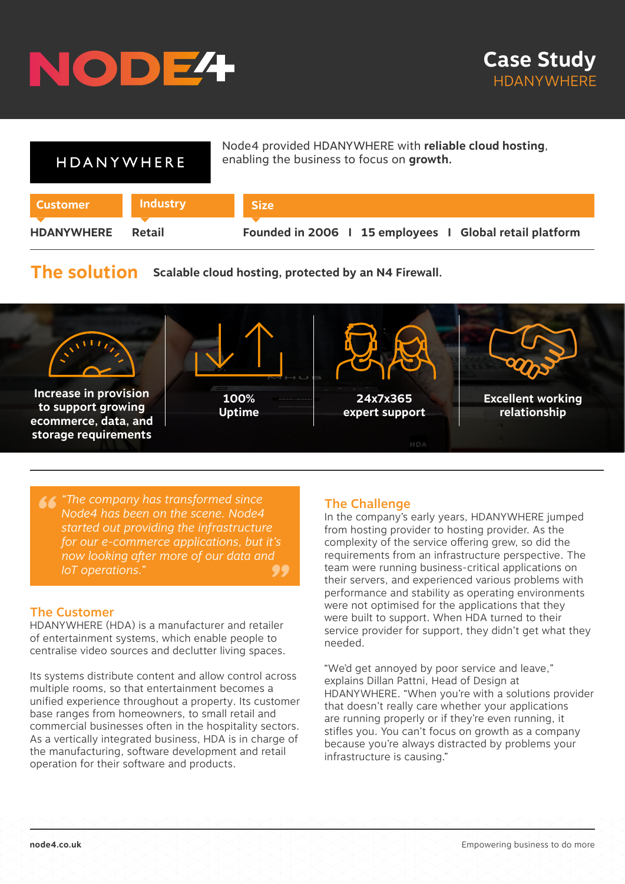# Case Study

## HDANYWHERE

**HDANYWHERE**

Node4 provided HDANYWHERE with **reliable cloud hosting**, enabling the business to focus on **growth**.

| Customer | Industry | Size |
| --- | --- | --- |
| HDANYWHERE | Retail | Founded in 2006 I 15 employees I Global retail platform |

## The solution

**Scalable cloud hosting, protected by an N4 Firewall.**

- **Increase in provision to support growing ecommerce, data, and storage requirements**
- **100% Uptime**
- **24x7x365 expert support**
- **Excellent working relationship**

> *"The company has transformed since Node4 has been on the scene. Node4 started out providing the infrastructure for our e-commerce applications, but it's now looking after more of our data and IoT operations."*

### The Customer

HDANYWHERE (HDA) is a manufacturer and retailer of entertainment systems, which enable people to centralise video sources and declutter living spaces.

Its systems distribute content and allow control across multiple rooms, so that entertainment becomes a unified experience throughout a property. Its customer base ranges from homeowners, to small retail and commercial businesses often in the hospitality sectors. As a vertically integrated business, HDA is in charge of the manufacturing, software development and retail operation for their software and products.

### The Challenge

In the company's early years, HDANYWHERE jumped from hosting provider to hosting provider. As the complexity of the service offering grew, so did the requirements from an infrastructure perspective. The team were running business-critical applications on their servers, and experienced various problems with performance and stability as operating environments were not optimised for the applications that they were built to support. When HDA turned to their service provider for support, they didn't get what they needed.

"We'd get annoyed by poor service and leave," explains Dillan Pattni, Head of Design at HDANYWHERE. "When you're with a solutions provider that doesn't really care whether your applications are running properly or if they're even running, it stifles you. You can't focus on growth as a company because you're always distracted by problems your infrastructure is causing."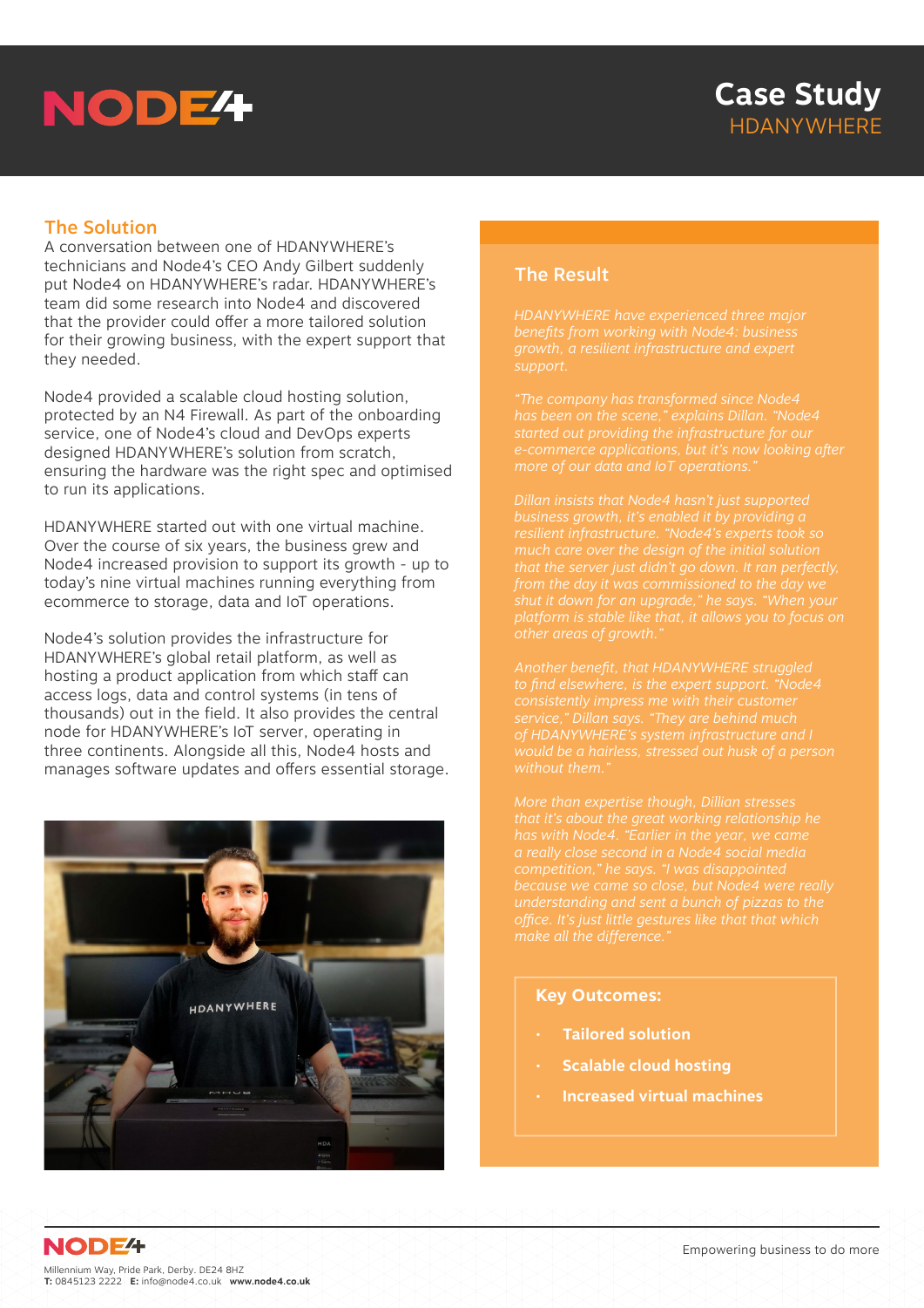# Case Study
## HDANYWHERE

## The Solution

A conversation between one of HDANYWHERE's technicians and Node4's CEO Andy Gilbert suddenly put Node4 on HDANYWHERE's radar. HDANYWHERE's team did some research into Node4 and discovered that the provider could offer a more tailored solution for their growing business, with the expert support that they needed.

Node4 provided a scalable cloud hosting solution, protected by an N4 Firewall. As part of the onboarding service, one of Node4's cloud and DevOps experts designed HDANYWHERE's solution from scratch, ensuring the hardware was the right spec and optimised to run its applications.

HDANYWHERE started out with one virtual machine. Over the course of six years, the business grew and Node4 increased provision to support its growth - up to today's nine virtual machines running everything from ecommerce to storage, data and IoT operations.

Node4's solution provides the infrastructure for HDANYWHERE's global retail platform, as well as hosting a product application from which staff can access logs, data and control systems (in tens of thousands) out in the field. It also provides the central node for HDANYWHERE's IoT server, operating in three continents. Alongside all this, Node4 hosts and manages software updates and offers essential storage.

## The Result

*HDANYWHERE have experienced three major benefits from working with Node4: business growth, a resilient infrastructure and expert support.*

*"The company has transformed since Node4 has been on the scene," explains Dillan. "Node4 started out providing the infrastructure for our e-commerce applications, but it's now looking after more of our data and IoT operations."*

*Dillan insists that Node4 hasn't just supported business growth, it's enabled it by providing a resilient infrastructure. "Node4's experts took so much care over the design of the initial solution that the server just didn't go down. It ran perfectly, from the day it was commissioned to the day we shut it down for an upgrade," he says. "When your platform is stable like that, it allows you to focus on other areas of growth."*

*Another benefit, that HDANYWHERE struggled to find elsewhere, is the expert support. "Node4 consistently impress me with their customer service," Dillan says. "They are behind much of HDANYWHERE's system infrastructure and I would be a hairless, stressed out husk of a person without them."*

*More than expertise though, Dillian stresses that it's about the great working relationship he has with Node4. "Earlier in the year, we came a really close second in a Node4 social media competition," he says. "I was disappointed because we came so close, but Node4 were really understanding and sent a bunch of pizzas to the office. It's just little gestures like that that which make all the difference."*

### Key Outcomes:

- **Tailored solution**
- **Scalable cloud hosting**
- **Increased virtual machines**

Millennium Way, Pride Park, Derby, DE24 8HZ
**T:** 0845123 2222 **E:** info@node4.co.uk **www.node4.co.uk**

Empowering business to do more